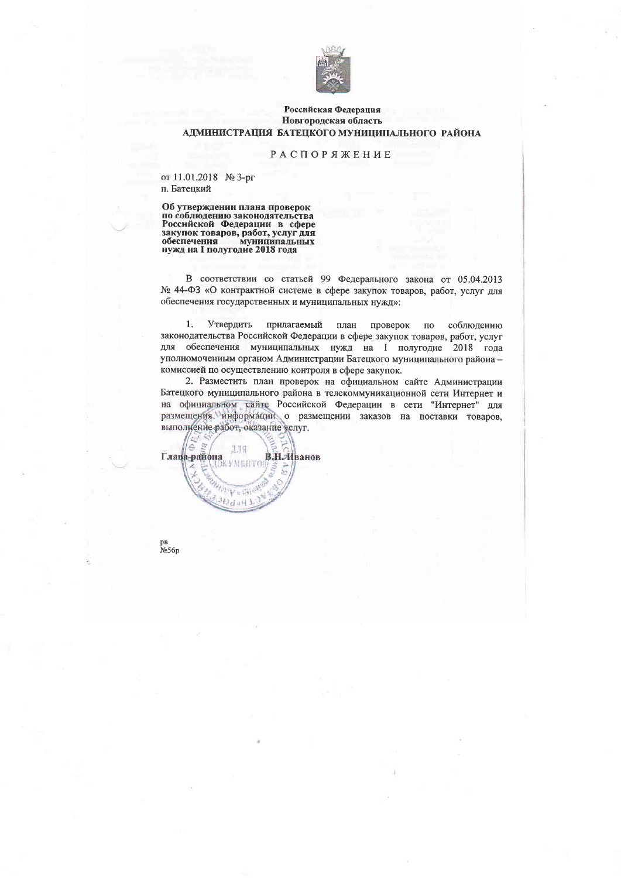Российская Федерация
Новгородская область
**АДМИНИСТРАЦИЯ БАТЕЦКОГО МУНИЦИПАЛЬНОГО РАЙОНА**

# РАСПОРЯЖЕНИЕ

от 11.01.2018 № 3-рг
п. Батецкий

**Об утверждении плана проверок по соблюдению законодательства Российской Федерации в сфере закупок товаров, работ, услуг для обеспечения муниципальных нужд на I полугодие 2018 года**

В соответствии со статьей 99 Федерального закона от 05.04.2013 № 44-ФЗ «О контрактной системе в сфере закупок товаров, работ, услуг для обеспечения государственных и муниципальных нужд»:

1. Утвердить прилагаемый план проверок по соблюдению законодательства Российской Федерации в сфере закупок товаров, работ, услуг для обеспечения муниципальных нужд на I полугодие 2018 года уполномоченным органом Администрации Батецкого муниципального района – комиссией по осуществлению контроля в сфере закупок.

2. Разместить план проверок на официальном сайте Администрации Батецкого муниципального района в телекоммуникационной сети Интернет и на официальном сайте Российской Федерации в сети "Интернет" для размещения информации о размещении заказов на поставки товаров, выполнение работ, оказание услуг.

**Глава района В.Н. Иванов**

рв
№56р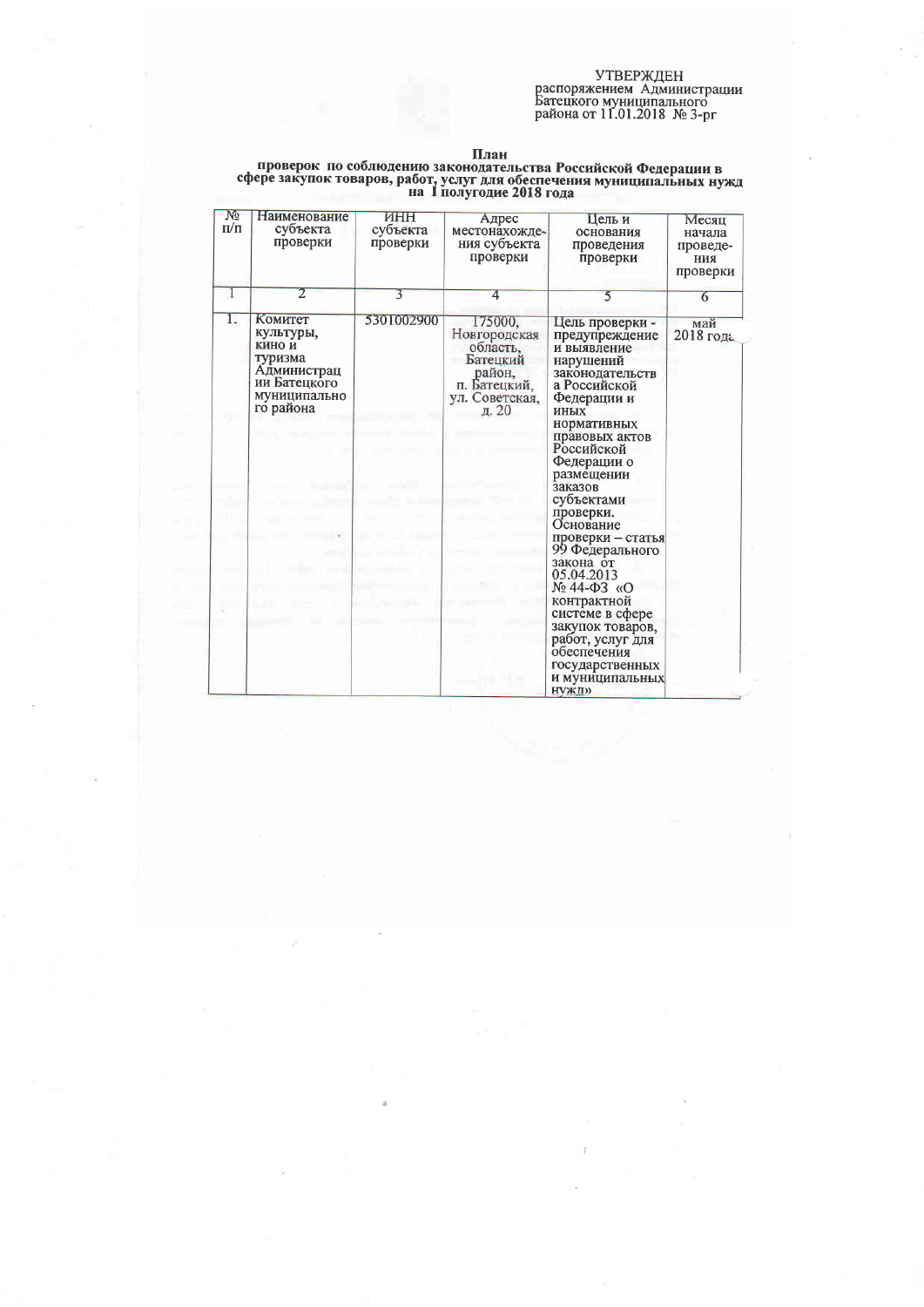УТВЕРЖДЕН
распоряжением Администрации
Батецкого муниципального
района от 11.01.2018 № 3-рг

**План**
**проверок по соблюдению законодательства Российской Федерации в сфере закупок товаров, работ, услуг для обеспечения муниципальных нужд на I полугодие 2018 года**

| № п/п | Наименование субъекта проверки | ИНН субъекта проверки | Адрес местонахождения субъекта проверки | Цель и основания проведения проверки | Месяц начала проведения проверки |
|---|---|---|---|---|---|
| 1 | 2 | 3 | 4 | 5 | 6 |
| 1. | Комитет культуры, кино и туризма Администрации Батецкого муниципального района | 5301002900 | 175000, Новгородская область, Батецкий район, п. Батецкий, ул. Советская, д. 20 | Цель проверки - предупреждение и выявление нарушений законодательства Российской Федерации и иных нормативных правовых актов Российской Федерации о размещении заказов субъектами проверки. Основание проверки – статья 99 Федерального закона от 05.04.2013 № 44-ФЗ «О контрактной системе в сфере закупок товаров, работ, услуг для обеспечения государственных и муниципальных нужд» | май 2018 года |